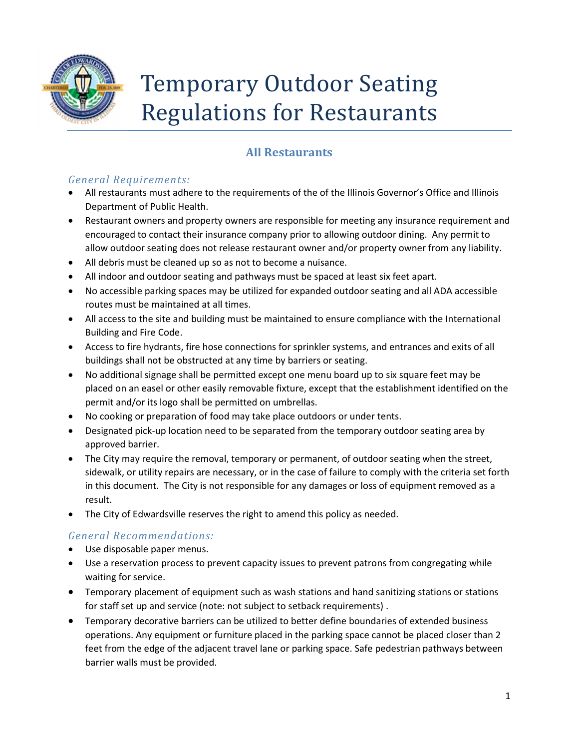# Temporary Outdoor Seating Regulations for Restaurants

## All Restaurants

### *General Requirements:*

- All restaurants must adhere to the requirements of the of the Illinois Governor's Office and Illinois Department of Public Health.
- Restaurant owners and property owners are responsible for meeting any insurance requirement and encouraged to contact their insurance company prior to allowing outdoor dining. Any permit to allow outdoor seating does not release restaurant owner and/or property owner from any liability.
- All debris must be cleaned up so as not to become a nuisance.
- All indoor and outdoor seating and pathways must be spaced at least six feet apart.
- No accessible parking spaces may be utilized for expanded outdoor seating and all ADA accessible routes must be maintained at all times.
- All access to the site and building must be maintained to ensure compliance with the International Building and Fire Code.
- Access to fire hydrants, fire hose connections for sprinkler systems, and entrances and exits of all buildings shall not be obstructed at any time by barriers or seating.
- No additional signage shall be permitted except one menu board up to six square feet may be placed on an easel or other easily removable fixture, except that the establishment identified on the permit and/or its logo shall be permitted on umbrellas.
- No cooking or preparation of food may take place outdoors or under tents.
- Designated pick-up location need to be separated from the temporary outdoor seating area by approved barrier.
- The City may require the removal, temporary or permanent, of outdoor seating when the street, sidewalk, or utility repairs are necessary, or in the case of failure to comply with the criteria set forth in this document. The City is not responsible for any damages or loss of equipment removed as a result.
- The City of Edwardsville reserves the right to amend this policy as needed.

### *General Recommendations:*

- Use disposable paper menus.
- Use a reservation process to prevent capacity issues to prevent patrons from congregating while waiting for service.
- Temporary placement of equipment such as wash stations and hand sanitizing stations or stations for staff set up and service (note: not subject to setback requirements) .
- Temporary decorative barriers can be utilized to better define boundaries of extended business operations. Any equipment or furniture placed in the parking space cannot be placed closer than 2 feet from the edge of the adjacent travel lane or parking space. Safe pedestrian pathways between barrier walls must be provided.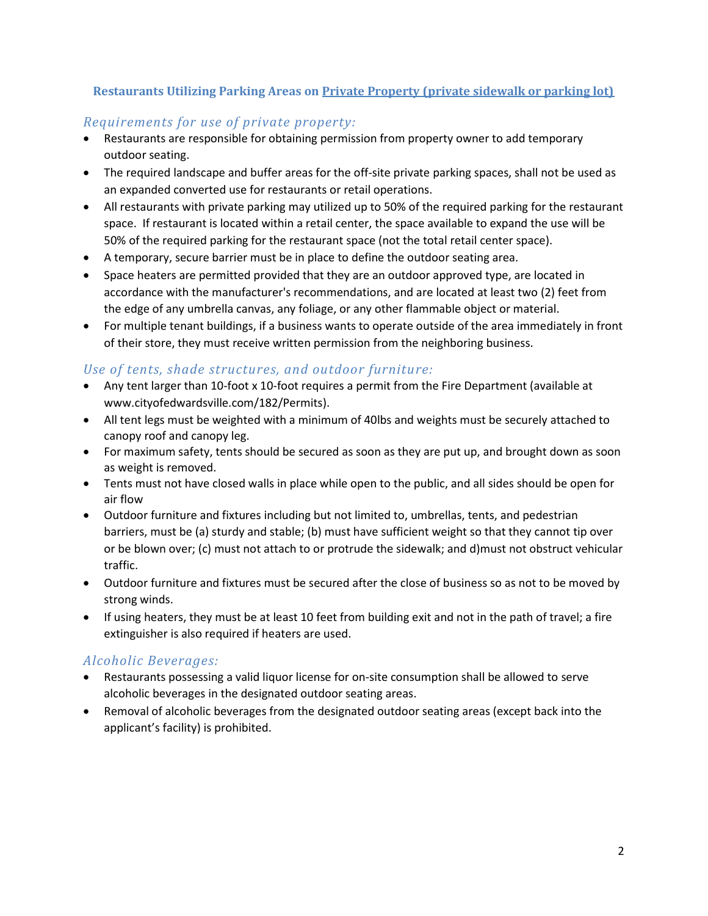## Restaurants Utilizing Parking Areas on Private Property (private sidewalk or parking lot)

### *Requirements for use of private property:*

- Restaurants are responsible for obtaining permission from property owner to add temporary outdoor seating.
- The required landscape and buffer areas for the off-site private parking spaces, shall not be used as an expanded converted use for restaurants or retail operations.
- All restaurants with private parking may utilized up to 50% of the required parking for the restaurant space. If restaurant is located within a retail center, the space available to expand the use will be 50% of the required parking for the restaurant space (not the total retail center space).
- A temporary, secure barrier must be in place to define the outdoor seating area.
- Space heaters are permitted provided that they are an outdoor approved type, are located in accordance with the manufacturer's recommendations, and are located at least two (2) feet from the edge of any umbrella canvas, any foliage, or any other flammable object or material.
- For multiple tenant buildings, if a business wants to operate outside of the area immediately in front of their store, they must receive written permission from the neighboring business.

### *Use of tents, shade structures, and outdoor furniture:*

- Any tent larger than 10-foot x 10-foot requires a permit from the Fire Department (available at www.cityofedwardsville.com/182/Permits).
- All tent legs must be weighted with a minimum of 40lbs and weights must be securely attached to canopy roof and canopy leg.
- For maximum safety, tents should be secured as soon as they are put up, and brought down as soon as weight is removed.
- Tents must not have closed walls in place while open to the public, and all sides should be open for air flow
- Outdoor furniture and fixtures including but not limited to, umbrellas, tents, and pedestrian barriers, must be (a) sturdy and stable; (b) must have sufficient weight so that they cannot tip over or be blown over; (c) must not attach to or protrude the sidewalk; and d)must not obstruct vehicular traffic.
- Outdoor furniture and fixtures must be secured after the close of business so as not to be moved by strong winds.
- If using heaters, they must be at least 10 feet from building exit and not in the path of travel; a fire extinguisher is also required if heaters are used.

### *Alcoholic Beverages:*

- Restaurants possessing a valid liquor license for on-site consumption shall be allowed to serve alcoholic beverages in the designated outdoor seating areas.
- Removal of alcoholic beverages from the designated outdoor seating areas (except back into the applicant's facility) is prohibited.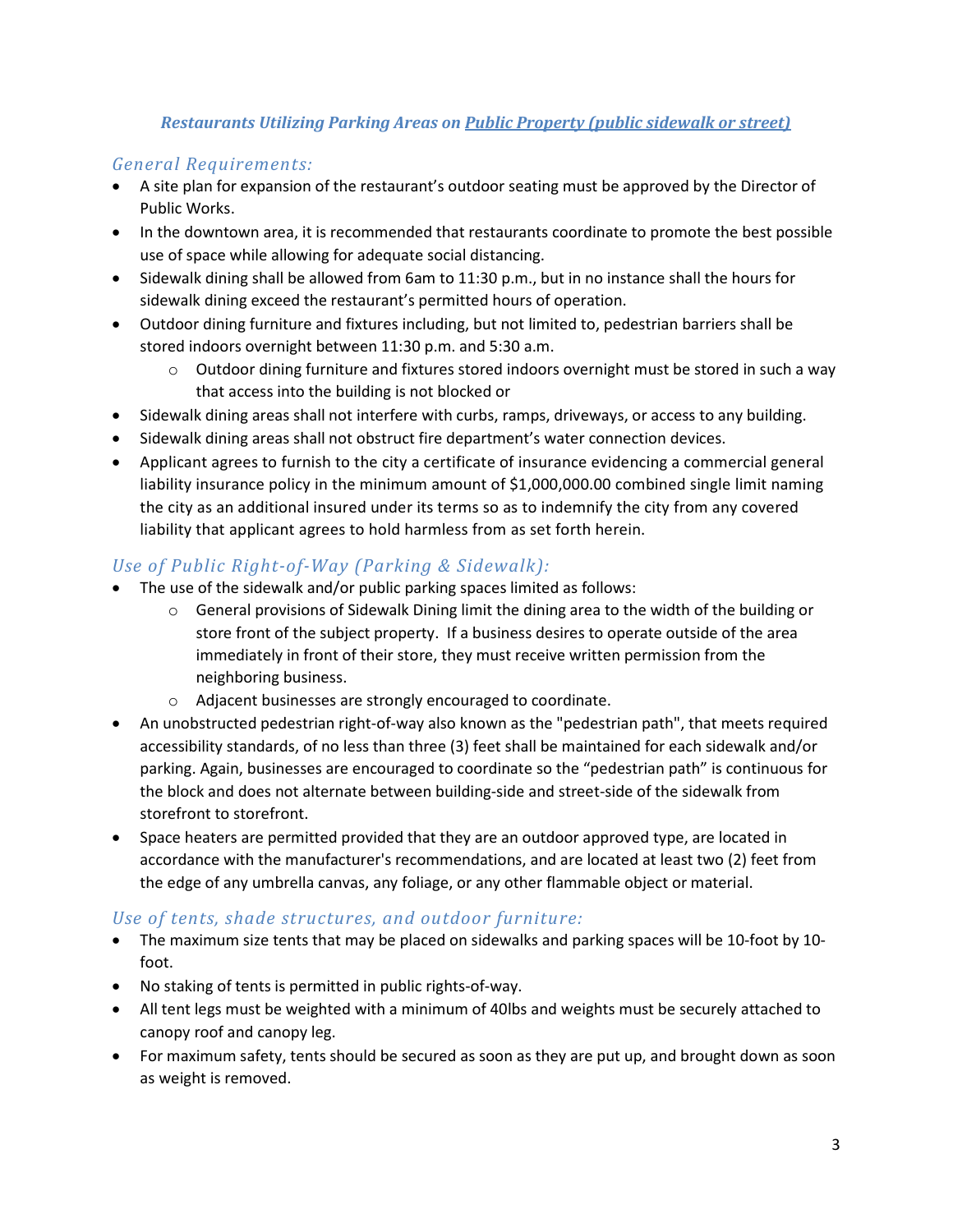***Restaurants Utilizing Parking Areas on <u>Public Property (public sidewalk or street)</u>***

### *General Requirements:*

- A site plan for expansion of the restaurant's outdoor seating must be approved by the Director of Public Works.
- In the downtown area, it is recommended that restaurants coordinate to promote the best possible use of space while allowing for adequate social distancing.
- Sidewalk dining shall be allowed from 6am to 11:30 p.m., but in no instance shall the hours for sidewalk dining exceed the restaurant's permitted hours of operation.
- Outdoor dining furniture and fixtures including, but not limited to, pedestrian barriers shall be stored indoors overnight between 11:30 p.m. and 5:30 a.m.
    - Outdoor dining furniture and fixtures stored indoors overnight must be stored in such a way that access into the building is not blocked or
- Sidewalk dining areas shall not interfere with curbs, ramps, driveways, or access to any building.
- Sidewalk dining areas shall not obstruct fire department's water connection devices.
- Applicant agrees to furnish to the city a certificate of insurance evidencing a commercial general liability insurance policy in the minimum amount of $1,000,000.00 combined single limit naming the city as an additional insured under its terms so as to indemnify the city from any covered liability that applicant agrees to hold harmless from as set forth herein.

### *Use of Public Right-of-Way (Parking & Sidewalk):*

- The use of the sidewalk and/or public parking spaces limited as follows:
    - General provisions of Sidewalk Dining limit the dining area to the width of the building or store front of the subject property. If a business desires to operate outside of the area immediately in front of their store, they must receive written permission from the neighboring business.
    - Adjacent businesses are strongly encouraged to coordinate.
- An unobstructed pedestrian right-of-way also known as the "pedestrian path", that meets required accessibility standards, of no less than three (3) feet shall be maintained for each sidewalk and/or parking. Again, businesses are encouraged to coordinate so the "pedestrian path" is continuous for the block and does not alternate between building-side and street-side of the sidewalk from storefront to storefront.
- Space heaters are permitted provided that they are an outdoor approved type, are located in accordance with the manufacturer's recommendations, and are located at least two (2) feet from the edge of any umbrella canvas, any foliage, or any other flammable object or material.

### *Use of tents, shade structures, and outdoor furniture:*

- The maximum size tents that may be placed on sidewalks and parking spaces will be 10-foot by 10-foot.
- No staking of tents is permitted in public rights-of-way.
- All tent legs must be weighted with a minimum of 40lbs and weights must be securely attached to canopy roof and canopy leg.
- For maximum safety, tents should be secured as soon as they are put up, and brought down as soon as weight is removed.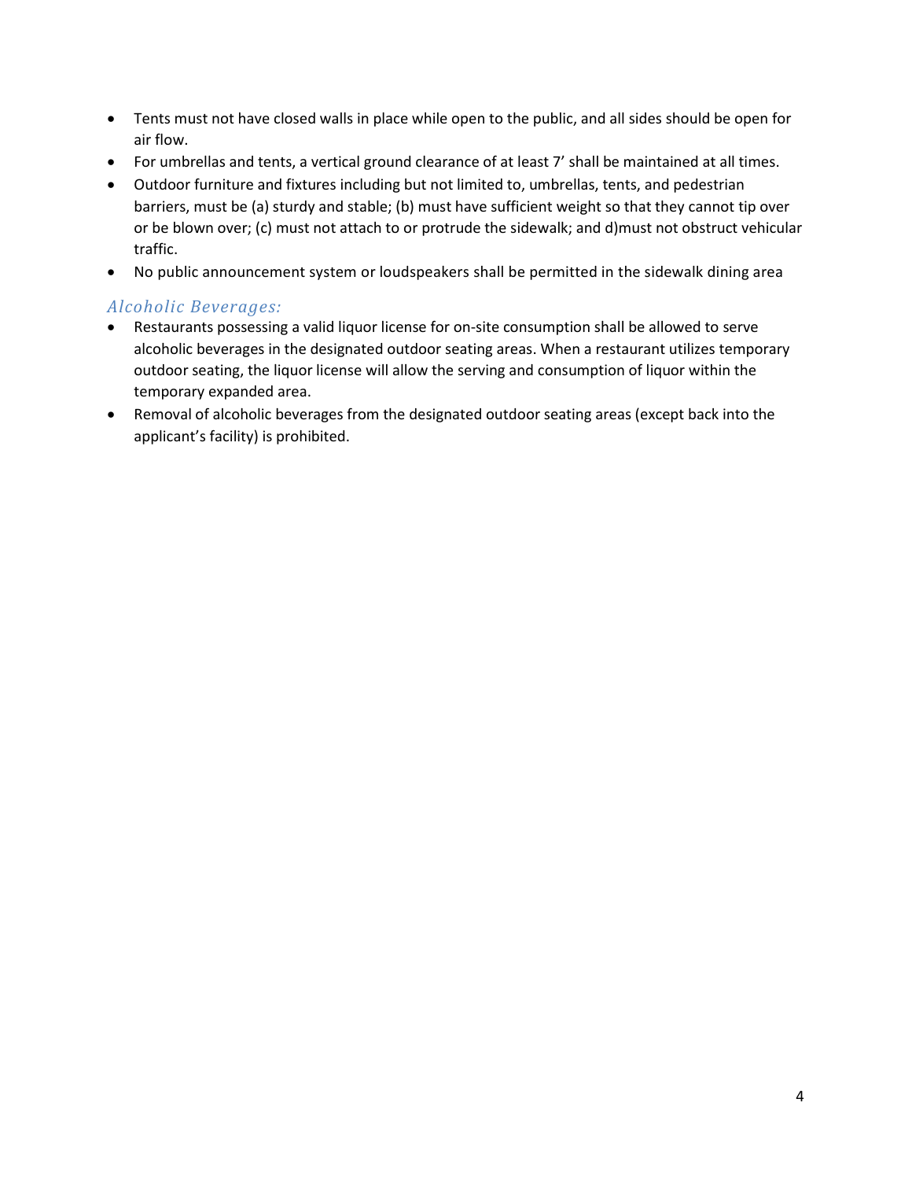- Tents must not have closed walls in place while open to the public, and all sides should be open for air flow.
- For umbrellas and tents, a vertical ground clearance of at least 7' shall be maintained at all times.
- Outdoor furniture and fixtures including but not limited to, umbrellas, tents, and pedestrian barriers, must be (a) sturdy and stable; (b) must have sufficient weight so that they cannot tip over or be blown over; (c) must not attach to or protrude the sidewalk; and d)must not obstruct vehicular traffic.
- No public announcement system or loudspeakers shall be permitted in the sidewalk dining area

### *Alcoholic Beverages:*

- Restaurants possessing a valid liquor license for on-site consumption shall be allowed to serve alcoholic beverages in the designated outdoor seating areas. When a restaurant utilizes temporary outdoor seating, the liquor license will allow the serving and consumption of liquor within the temporary expanded area.
- Removal of alcoholic beverages from the designated outdoor seating areas (except back into the applicant's facility) is prohibited.